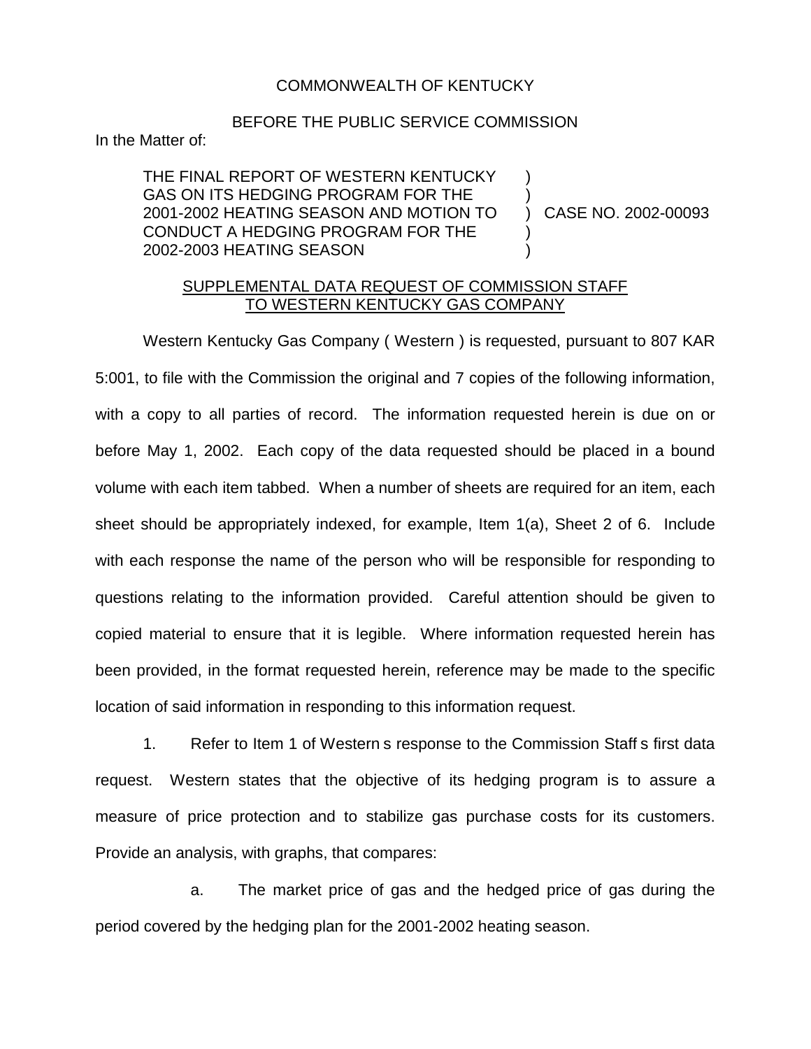COMMONWEALTH OF KENTUCKY

BEFORE THE PUBLIC SERVICE COMMISSION

In the Matter of:

| | | |
|---|---|---|
| THE FINAL REPORT OF WESTERN KENTUCKY GAS ON ITS HEDGING PROGRAM FOR THE 2001-2002 HEATING SEASON AND MOTION TO CONDUCT A HEDGING PROGRAM FOR THE 2002-2003 HEATING SEASON | ) ) ) ) ) | CASE NO. 2002-00093 |

SUPPLEMENTAL DATA REQUEST OF COMMISSION STAFF TO WESTERN KENTUCKY GAS COMPANY

Western Kentucky Gas Company ( Western ) is requested, pursuant to 807 KAR 5:001, to file with the Commission the original and 7 copies of the following information, with a copy to all parties of record. The information requested herein is due on or before May 1, 2002. Each copy of the data requested should be placed in a bound volume with each item tabbed. When a number of sheets are required for an item, each sheet should be appropriately indexed, for example, Item 1(a), Sheet 2 of 6. Include with each response the name of the person who will be responsible for responding to questions relating to the information provided. Careful attention should be given to copied material to ensure that it is legible. Where information requested herein has been provided, in the format requested herein, reference may be made to the specific location of said information in responding to this information request.

1. Refer to Item 1 of Western s response to the Commission Staff s first data request. Western states that the objective of its hedging program is to assure a measure of price protection and to stabilize gas purchase costs for its customers. Provide an analysis, with graphs, that compares:

   a. The market price of gas and the hedged price of gas during the period covered by the hedging plan for the 2001-2002 heating season.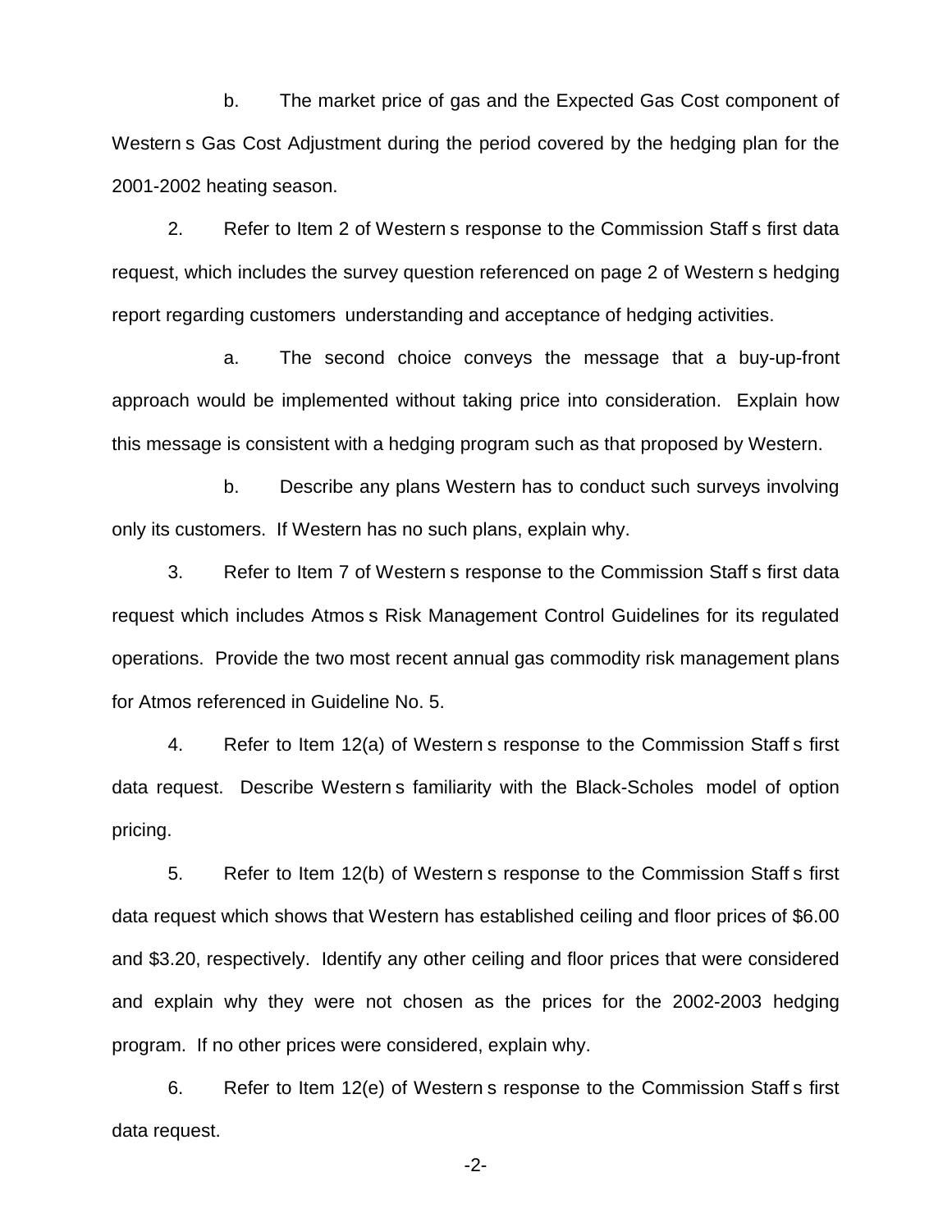b. The market price of gas and the Expected Gas Cost component of Western s Gas Cost Adjustment during the period covered by the hedging plan for the 2001-2002 heating season.

2. Refer to Item 2 of Western s response to the Commission Staff s first data request, which includes the survey question referenced on page 2 of Western s hedging report regarding customers understanding and acceptance of hedging activities.

a. The second choice conveys the message that a buy-up-front approach would be implemented without taking price into consideration. Explain how this message is consistent with a hedging program such as that proposed by Western.

b. Describe any plans Western has to conduct such surveys involving only its customers. If Western has no such plans, explain why.

3. Refer to Item 7 of Western s response to the Commission Staff s first data request which includes Atmos s Risk Management Control Guidelines for its regulated operations. Provide the two most recent annual gas commodity risk management plans for Atmos referenced in Guideline No. 5.

4. Refer to Item 12(a) of Western s response to the Commission Staff s first data request. Describe Western s familiarity with the Black-Scholes model of option pricing.

5. Refer to Item 12(b) of Western s response to the Commission Staff s first data request which shows that Western has established ceiling and floor prices of $6.00 and $3.20, respectively. Identify any other ceiling and floor prices that were considered and explain why they were not chosen as the prices for the 2002-2003 hedging program. If no other prices were considered, explain why.

6. Refer to Item 12(e) of Western s response to the Commission Staff s first data request.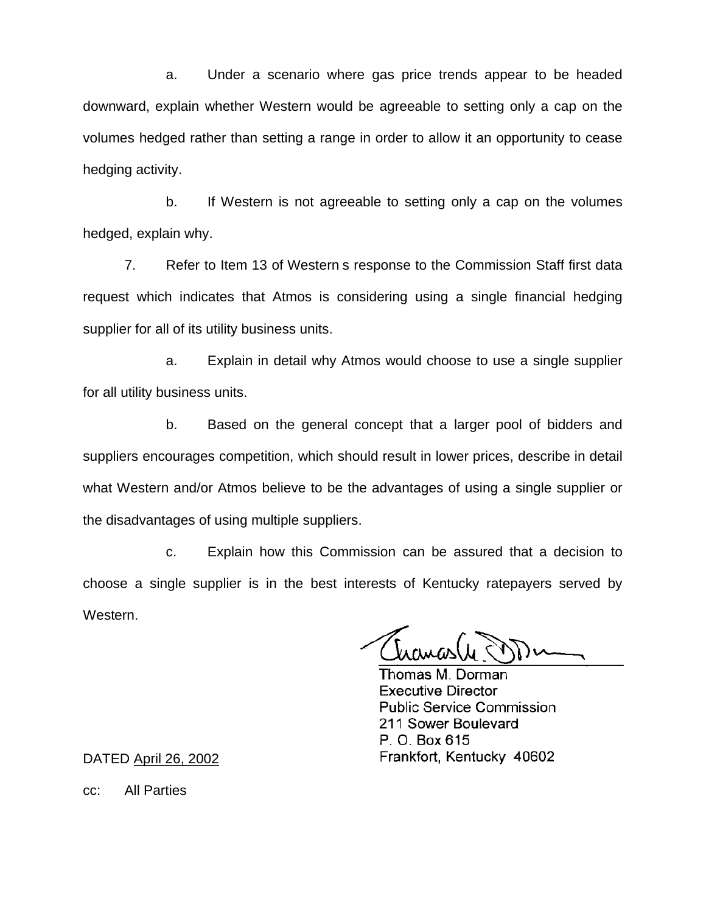a. Under a scenario where gas price trends appear to be headed downward, explain whether Western would be agreeable to setting only a cap on the volumes hedged rather than setting a range in order to allow it an opportunity to cease hedging activity.

b. If Western is not agreeable to setting only a cap on the volumes hedged, explain why.

7. Refer to Item 13 of Western s response to the Commission Staff first data request which indicates that Atmos is considering using a single financial hedging supplier for all of its utility business units.

a. Explain in detail why Atmos would choose to use a single supplier for all utility business units.

b. Based on the general concept that a larger pool of bidders and suppliers encourages competition, which should result in lower prices, describe in detail what Western and/or Atmos believe to be the advantages of using a single supplier or the disadvantages of using multiple suppliers.

c. Explain how this Commission can be assured that a decision to choose a single supplier is in the best interests of Kentucky ratepayers served by Western.

Thomas M. Dorman
Executive Director
Public Service Commission
211 Sower Boulevard
P. O. Box 615
Frankfort, Kentucky 40602

DATED April 26, 2002

cc: All Parties